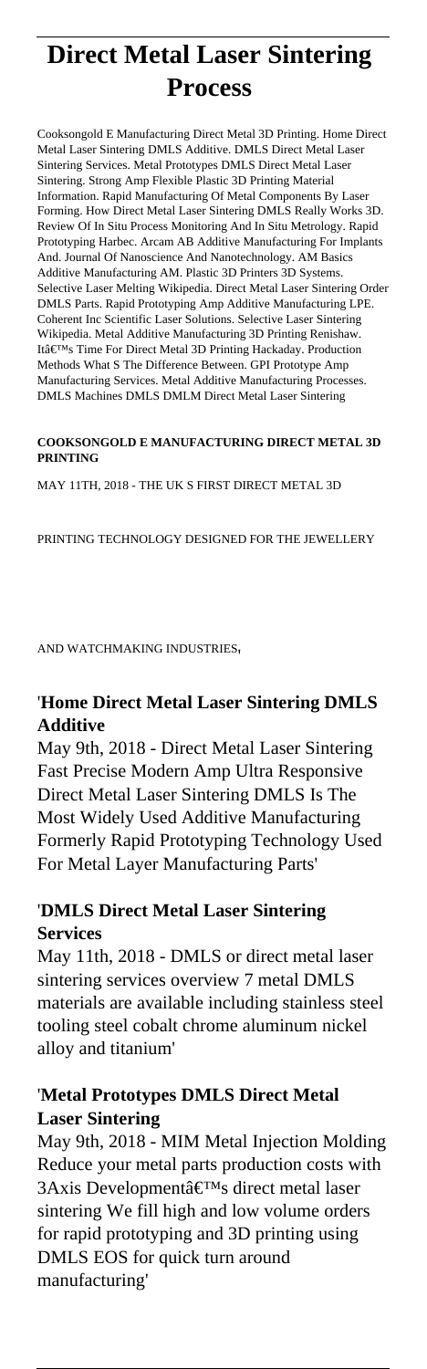# Direct Metal Laser Sintering Process

Cooksongold E Manufacturing Direct Metal 3D Printing. Home Direct Metal Laser Sintering DMLS Additive. DMLS Direct Metal Laser Sintering Services. Metal Prototypes DMLS Direct Metal Laser Sintering. Strong Amp Flexible Plastic 3D Printing Material Information. Rapid Manufacturing Of Metal Components By Laser Forming. How Direct Metal Laser Sintering DMLS Really Works 3D. Review Of In Situ Process Monitoring And In Situ Metrology. Rapid Prototyping Harbec. Arcam AB Additive Manufacturing For Implants And. Journal Of Nanoscience And Nanotechnology. AM Basics Additive Manufacturing AM. Plastic 3D Printers 3D Systems. Selective Laser Melting Wikipedia. Direct Metal Laser Sintering Order DMLS Parts. Rapid Prototyping Amp Additive Manufacturing LPE. Coherent Inc Scientific Laser Solutions. Selective Laser Sintering Wikipedia. Metal Additive Manufacturing 3D Printing Renishaw. It's Time For Direct Metal 3D Printing Hackaday. Production Methods What S The Difference Between. GPI Prototype Amp Manufacturing Services. Metal Additive Manufacturing Processes. DMLS Machines DMLS DMLM Direct Metal Laser Sintering

**COOKSONGOLD E MANUFACTURING DIRECT METAL 3D PRINTING**

MAY 11TH, 2018 - THE UK S FIRST DIRECT METAL 3D PRINTING TECHNOLOGY DESIGNED FOR THE JEWELLERY AND WATCHMAKING INDUSTRIES'

## 'Home Direct Metal Laser Sintering DMLS Additive

May 9th, 2018 - Direct Metal Laser Sintering Fast Precise Modern Amp Ultra Responsive Direct Metal Laser Sintering DMLS Is The Most Widely Used Additive Manufacturing Formerly Rapid Prototyping Technology Used For Metal Layer Manufacturing Parts'

## 'DMLS Direct Metal Laser Sintering Services

May 11th, 2018 - DMLS or direct metal laser sintering services overview 7 metal DMLS materials are available including stainless steel tooling steel cobalt chrome aluminum nickel alloy and titanium'

## 'Metal Prototypes DMLS Direct Metal Laser Sintering

May 9th, 2018 - MIM Metal Injection Molding Reduce your metal parts production costs with 3Axis Development's direct metal laser sintering We fill high and low volume orders for rapid prototyping and 3D printing using DMLS EOS for quick turn around manufacturing'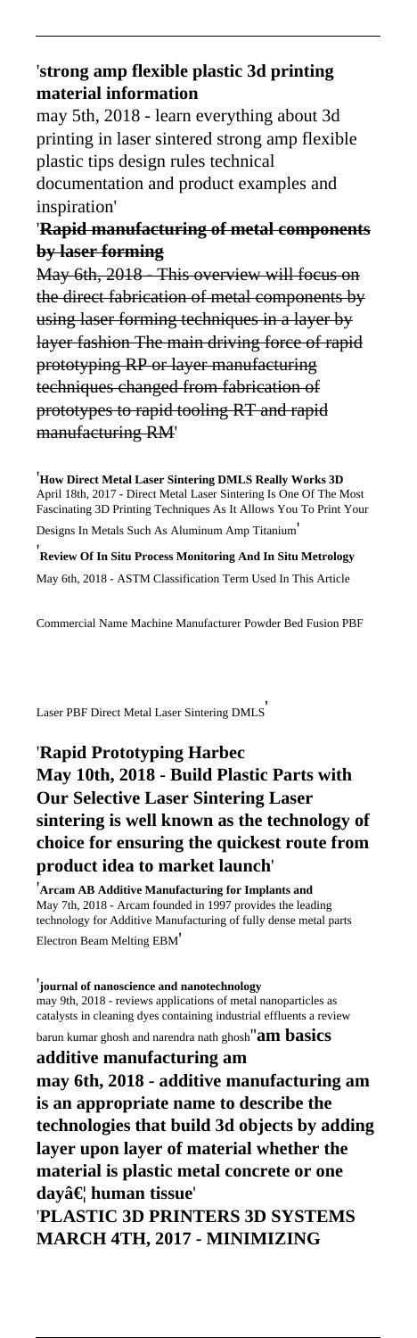'**strong amp flexible plastic 3d printing material information**

may 5th, 2018 - learn everything about 3d printing in laser sintered strong amp flexible plastic tips design rules technical documentation and product examples and inspiration'

'**Rapid manufacturing of metal components by laser forming**

~~May 6th, 2018 - This overview will focus on the direct fabrication of metal components by using laser forming techniques in a layer by layer fashion The main driving force of rapid prototyping RP or layer manufacturing techniques changed from fabrication of prototypes to rapid tooling RT and rapid manufacturing RM~~'

'**How Direct Metal Laser Sintering DMLS Really Works 3D**

April 18th, 2017 - Direct Metal Laser Sintering Is One Of The Most Fascinating 3D Printing Techniques As It Allows You To Print Your Designs In Metals Such As Aluminum Amp Titanium'

'**Review Of In Situ Process Monitoring And In Situ Metrology**

May 6th, 2018 - ASTM Classification Term Used In This Article Commercial Name Machine Manufacturer Powder Bed Fusion PBF Laser PBF Direct Metal Laser Sintering DMLS'

'**Rapid Prototyping Harbec**

**May 10th, 2018 - Build Plastic Parts with Our Selective Laser Sintering Laser sintering is well known as the technology of choice for ensuring the quickest route from product idea to market launch**'

'**Arcam AB Additive Manufacturing for Implants and**

May 7th, 2018 - Arcam founded in 1997 provides the leading technology for Additive Manufacturing of fully dense metal parts Electron Beam Melting EBM'

'**journal of nanoscience and nanotechnology**

may 9th, 2018 - reviews applications of metal nanoparticles as catalysts in cleaning dyes containing industrial effluents a review barun kumar ghosh and narendra nath ghosh''**am basics additive manufacturing am**

**may 6th, 2018 - additive manufacturing am is an appropriate name to describe the technologies that build 3d objects by adding layer upon layer of material whether the material is plastic metal concrete or one dayâ€¦ human tissue**'

'**PLASTIC 3D PRINTERS 3D SYSTEMS**

**MARCH 4TH, 2017 - MINIMIZING**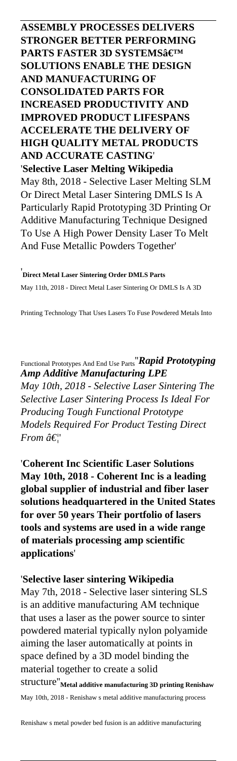**ASSEMBLY PROCESSES DELIVERS STRONGER BETTER PERFORMING PARTS FASTER 3D SYSTEMS€™ SOLUTIONS ENABLE THE DESIGN AND MANUFACTURING OF CONSOLIDATED PARTS FOR INCREASED PRODUCTIVITY AND IMPROVED PRODUCT LIFESPANS ACCELERATE THE DELIVERY OF HIGH QUALITY METAL PRODUCTS AND ACCURATE CASTING**'

'**Selective Laser Melting Wikipedia**
May 8th, 2018 - Selective Laser Melting SLM Or Direct Metal Laser Sintering DMLS Is A Particularly Rapid Prototyping 3D Printing Or Additive Manufacturing Technique Designed To Use A High Power Density Laser To Melt And Fuse Metallic Powders Together'

'**Direct Metal Laser Sintering Order DMLS Parts**
May 11th, 2018 - Direct Metal Laser Sintering Or DMLS Is A 3D Printing Technology That Uses Lasers To Fuse Powdered Metals Into Functional Prototypes And End Use Parts''***Rapid Prototyping Amp Additive Manufacturing LPE***
*May 10th, 2018 - Selective Laser Sintering The Selective Laser Sintering Process Is Ideal For Producing Tough Functional Prototype Models Required For Product Testing Direct From â€¦*''

'**Coherent Inc Scientific Laser Solutions May 10th, 2018 - Coherent Inc is a leading global supplier of industrial and fiber laser solutions headquartered in the United States for over 50 years Their portfolio of lasers tools and systems are used in a wide range of materials processing amp scientific applications**'

'**Selective laser sintering Wikipedia**
May 7th, 2018 - Selective laser sintering SLS is an additive manufacturing AM technique that uses a laser as the power source to sinter powdered material typically nylon polyamide aiming the laser automatically at points in space defined by a 3D model binding the material together to create a solid structure''**Metal additive manufacturing 3D printing Renishaw**
May 10th, 2018 - Renishaw s metal additive manufacturing process Renishaw s metal powder bed fusion is an additive manufacturing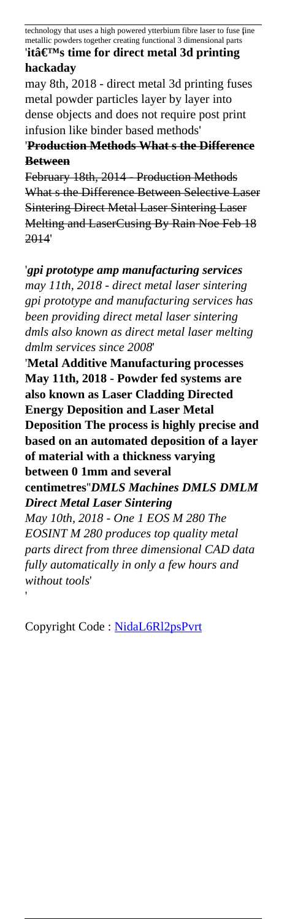technology that uses a high powered ytterbium fibre laser to fuse fine metallic powders together creating functional 3 dimensional parts

'**itâ€™s time for direct metal 3d printing hackaday**

may 8th, 2018 - direct metal 3d printing fuses metal powder particles layer by layer into dense objects and does not require post print infusion like binder based methods'

'~~**Production Methods What s the Difference Between**~~

~~February 18th, 2014 - Production Methods What s the Difference Between Selective Laser Sintering Direct Metal Laser Sintering Laser Melting and LaserCusing By Rain Noe Feb 18 2014~~'

'***gpi prototype amp manufacturing services***

*may 11th, 2018 - direct metal laser sintering gpi prototype and manufacturing services has been providing direct metal laser sintering dmls also known as direct metal laser melting dmlm services since 2008*'

'**Metal Additive Manufacturing processes May 11th, 2018 - Powder fed systems are also known as Laser Cladding Directed Energy Deposition and Laser Metal Deposition The process is highly precise and based on an automated deposition of a layer of material with a thickness varying between 0 1mm and several centimetres**''***DMLS Machines DMLS DMLM Direct Metal Laser Sintering***

*May 10th, 2018 - One 1 EOS M 280 The EOSINT M 280 produces top quality metal parts direct from three dimensional CAD data fully automatically in only a few hours and without tools*'

'

Copyright Code : NidaL6Rl2psPvrt